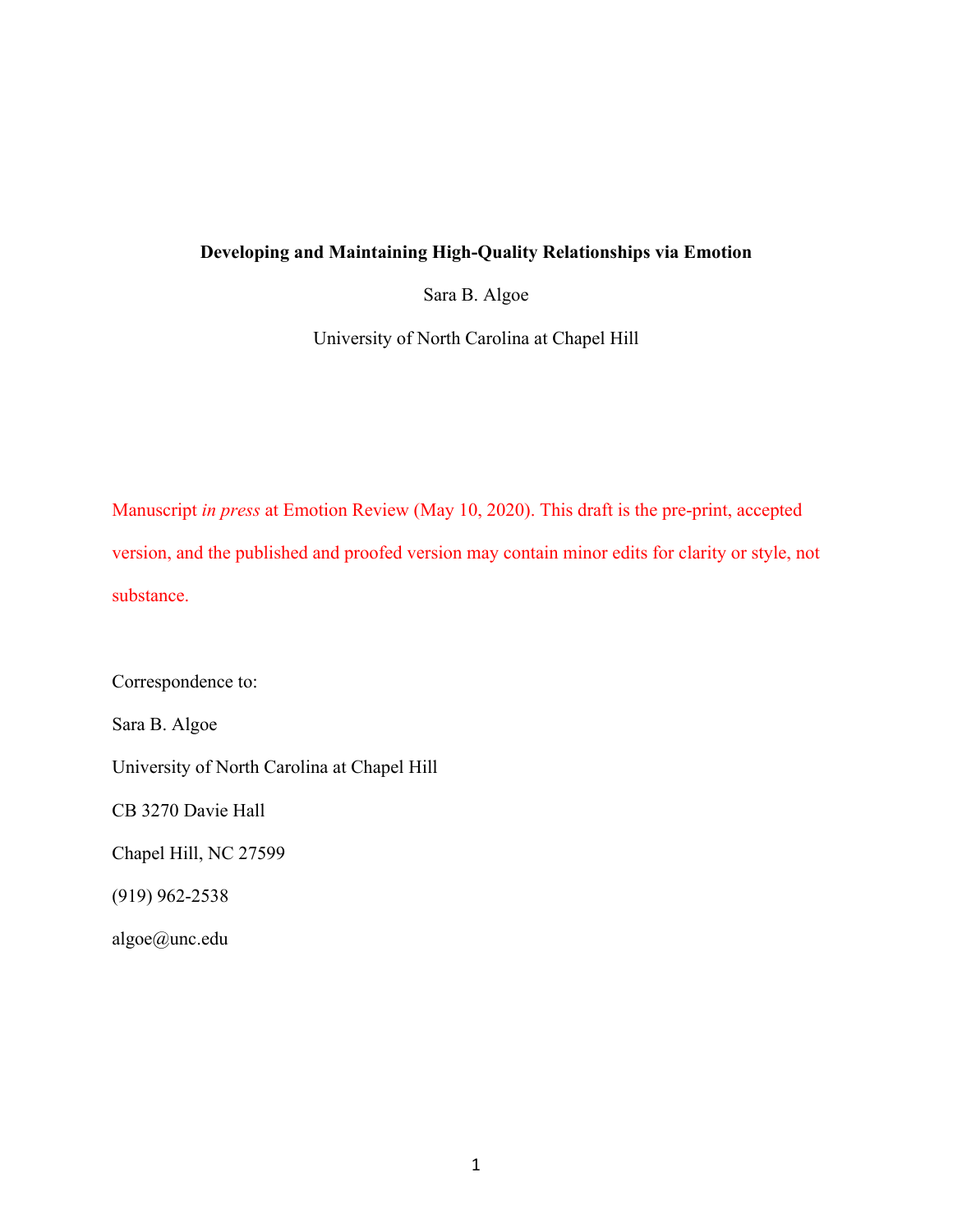# Developing and Maintaining High-Quality Relationships via Emotion

Sara B. Algoe

University of North Carolina at Chapel Hill

Manuscript *in press* at Emotion Review (May 10, 2020). This draft is the pre-print, accepted version, and the published and proofed version may contain minor edits for clarity or style, not substance.

Correspondence to:

Sara B. Algoe

University of North Carolina at Chapel Hill

CB 3270 Davie Hall

Chapel Hill, NC 27599

(919) 962-2538

algoe@unc.edu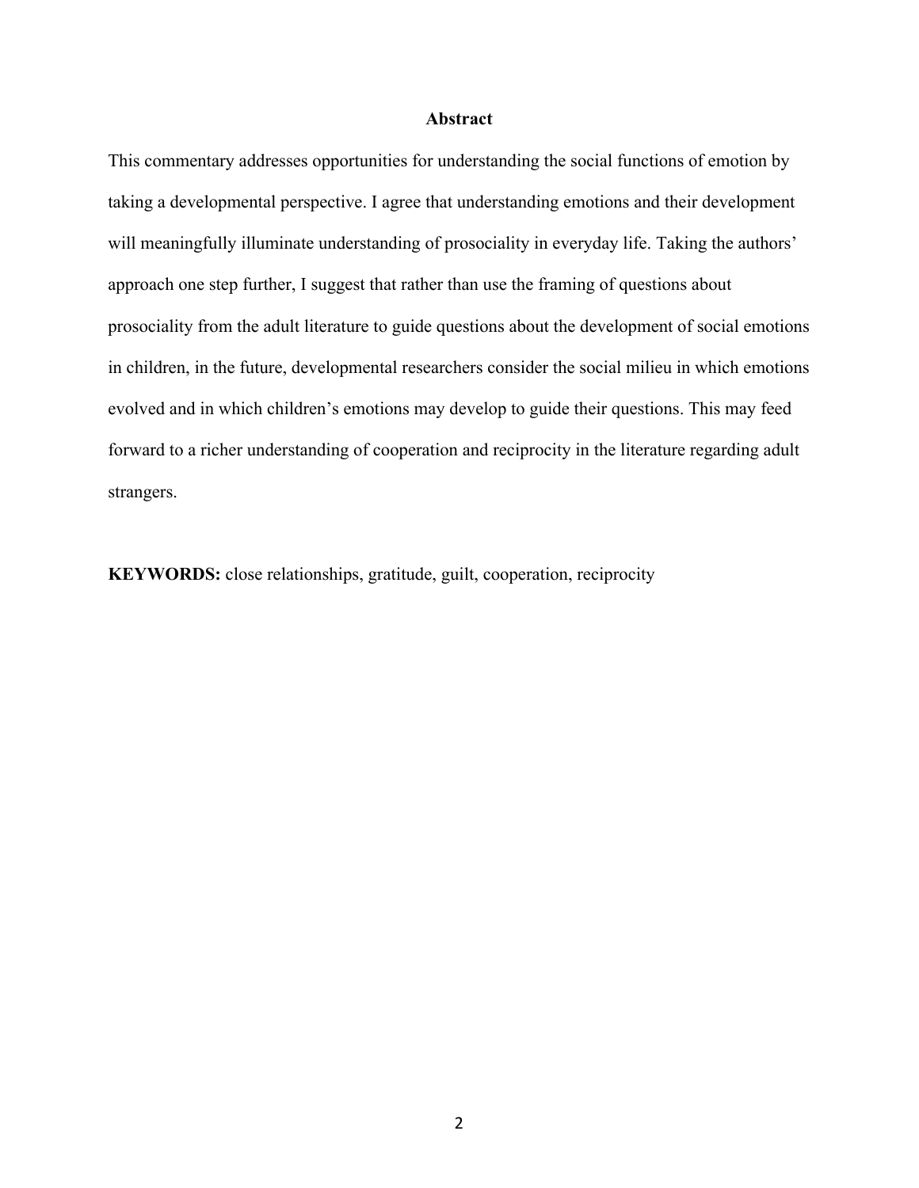## Abstract

This commentary addresses opportunities for understanding the social functions of emotion by taking a developmental perspective. I agree that understanding emotions and their development will meaningfully illuminate understanding of prosociality in everyday life. Taking the authors' approach one step further, I suggest that rather than use the framing of questions about prosociality from the adult literature to guide questions about the development of social emotions in children, in the future, developmental researchers consider the social milieu in which emotions evolved and in which children's emotions may develop to guide their questions. This may feed forward to a richer understanding of cooperation and reciprocity in the literature regarding adult strangers.

**KEYWORDS:** close relationships, gratitude, guilt, cooperation, reciprocity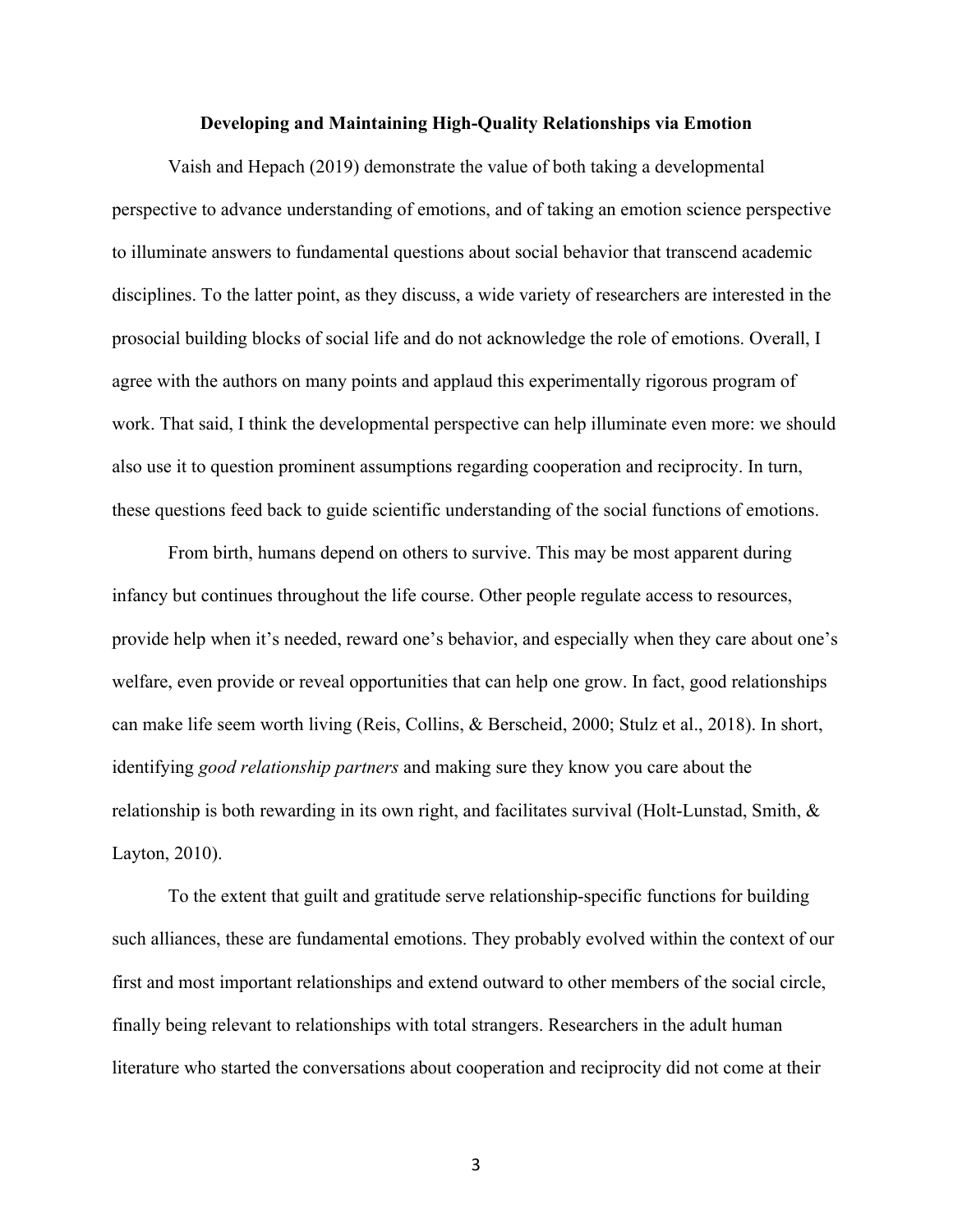**Developing and Maintaining High-Quality Relationships via Emotion**

Vaish and Hepach (2019) demonstrate the value of both taking a developmental perspective to advance understanding of emotions, and of taking an emotion science perspective to illuminate answers to fundamental questions about social behavior that transcend academic disciplines. To the latter point, as they discuss, a wide variety of researchers are interested in the prosocial building blocks of social life and do not acknowledge the role of emotions. Overall, I agree with the authors on many points and applaud this experimentally rigorous program of work. That said, I think the developmental perspective can help illuminate even more: we should also use it to question prominent assumptions regarding cooperation and reciprocity. In turn, these questions feed back to guide scientific understanding of the social functions of emotions.

From birth, humans depend on others to survive. This may be most apparent during infancy but continues throughout the life course. Other people regulate access to resources, provide help when it's needed, reward one's behavior, and especially when they care about one's welfare, even provide or reveal opportunities that can help one grow. In fact, good relationships can make life seem worth living (Reis, Collins, & Berscheid, 2000; Stulz et al., 2018). In short, identifying *good relationship partners* and making sure they know you care about the relationship is both rewarding in its own right, and facilitates survival (Holt-Lunstad, Smith, & Layton, 2010).

To the extent that guilt and gratitude serve relationship-specific functions for building such alliances, these are fundamental emotions. They probably evolved within the context of our first and most important relationships and extend outward to other members of the social circle, finally being relevant to relationships with total strangers. Researchers in the adult human literature who started the conversations about cooperation and reciprocity did not come at their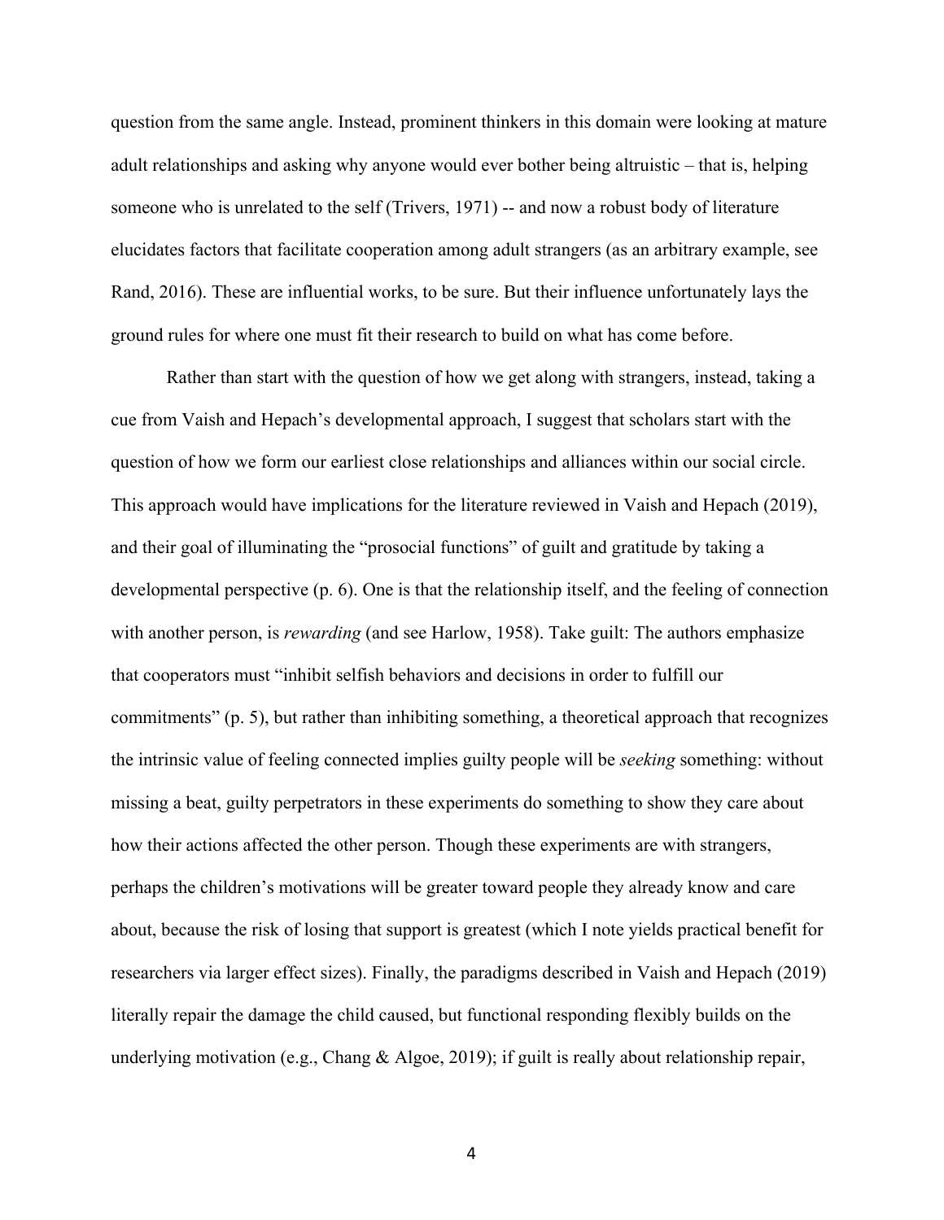question from the same angle. Instead, prominent thinkers in this domain were looking at mature adult relationships and asking why anyone would ever bother being altruistic – that is, helping someone who is unrelated to the self (Trivers, 1971) -- and now a robust body of literature elucidates factors that facilitate cooperation among adult strangers (as an arbitrary example, see Rand, 2016). These are influential works, to be sure. But their influence unfortunately lays the ground rules for where one must fit their research to build on what has come before.

Rather than start with the question of how we get along with strangers, instead, taking a cue from Vaish and Hepach's developmental approach, I suggest that scholars start with the question of how we form our earliest close relationships and alliances within our social circle. This approach would have implications for the literature reviewed in Vaish and Hepach (2019), and their goal of illuminating the "prosocial functions" of guilt and gratitude by taking a developmental perspective (p. 6). One is that the relationship itself, and the feeling of connection with another person, is *rewarding* (and see Harlow, 1958). Take guilt: The authors emphasize that cooperators must "inhibit selfish behaviors and decisions in order to fulfill our commitments" (p. 5), but rather than inhibiting something, a theoretical approach that recognizes the intrinsic value of feeling connected implies guilty people will be *seeking* something: without missing a beat, guilty perpetrators in these experiments do something to show they care about how their actions affected the other person. Though these experiments are with strangers, perhaps the children's motivations will be greater toward people they already know and care about, because the risk of losing that support is greatest (which I note yields practical benefit for researchers via larger effect sizes). Finally, the paradigms described in Vaish and Hepach (2019) literally repair the damage the child caused, but functional responding flexibly builds on the underlying motivation (e.g., Chang & Algoe, 2019); if guilt is really about relationship repair,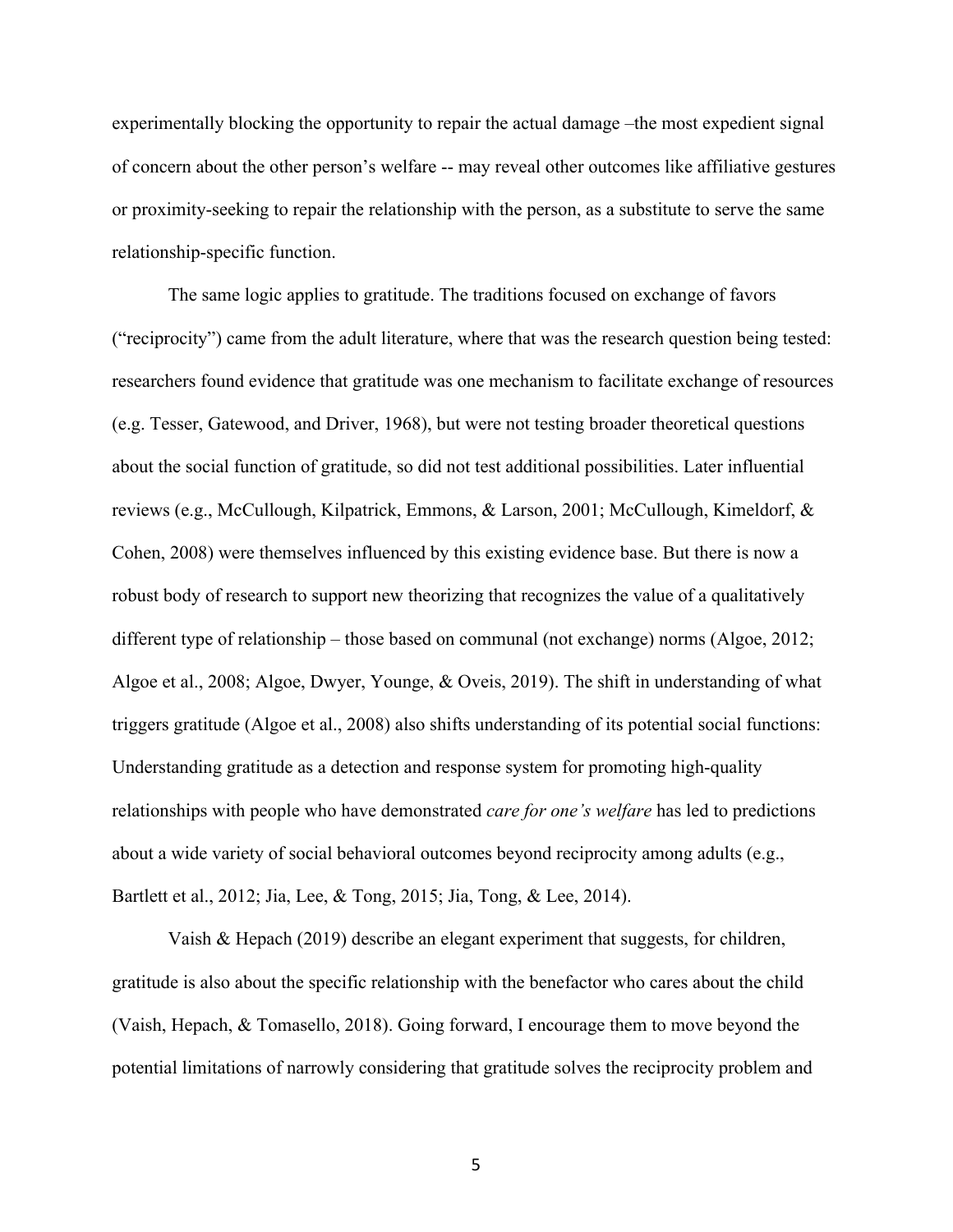experimentally blocking the opportunity to repair the actual damage –the most expedient signal of concern about the other person's welfare -- may reveal other outcomes like affiliative gestures or proximity-seeking to repair the relationship with the person, as a substitute to serve the same relationship-specific function.

The same logic applies to gratitude. The traditions focused on exchange of favors ("reciprocity") came from the adult literature, where that was the research question being tested: researchers found evidence that gratitude was one mechanism to facilitate exchange of resources (e.g. Tesser, Gatewood, and Driver, 1968), but were not testing broader theoretical questions about the social function of gratitude, so did not test additional possibilities. Later influential reviews (e.g., McCullough, Kilpatrick, Emmons, & Larson, 2001; McCullough, Kimeldorf, & Cohen, 2008) were themselves influenced by this existing evidence base. But there is now a robust body of research to support new theorizing that recognizes the value of a qualitatively different type of relationship – those based on communal (not exchange) norms (Algoe, 2012; Algoe et al., 2008; Algoe, Dwyer, Younge, & Oveis, 2019). The shift in understanding of what triggers gratitude (Algoe et al., 2008) also shifts understanding of its potential social functions: Understanding gratitude as a detection and response system for promoting high-quality relationships with people who have demonstrated *care for one's welfare* has led to predictions about a wide variety of social behavioral outcomes beyond reciprocity among adults (e.g., Bartlett et al., 2012; Jia, Lee, & Tong, 2015; Jia, Tong, & Lee, 2014).

Vaish & Hepach (2019) describe an elegant experiment that suggests, for children, gratitude is also about the specific relationship with the benefactor who cares about the child (Vaish, Hepach, & Tomasello, 2018). Going forward, I encourage them to move beyond the potential limitations of narrowly considering that gratitude solves the reciprocity problem and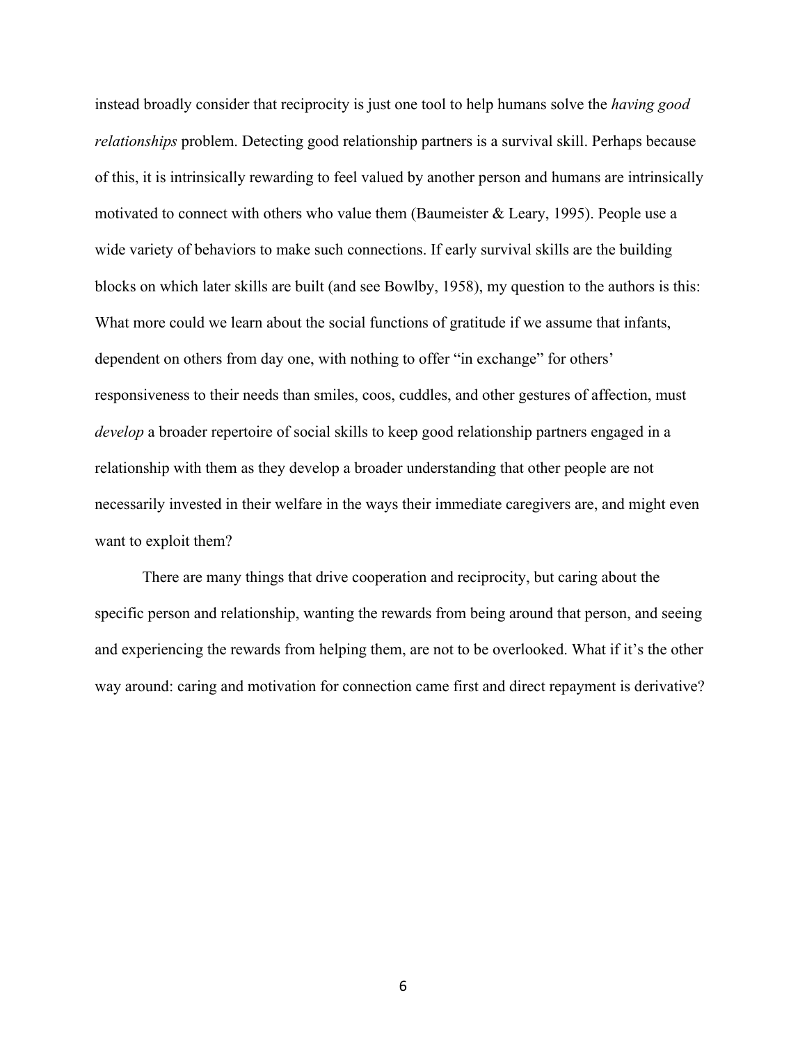instead broadly consider that reciprocity is just one tool to help humans solve the *having good relationships* problem. Detecting good relationship partners is a survival skill. Perhaps because of this, it is intrinsically rewarding to feel valued by another person and humans are intrinsically motivated to connect with others who value them (Baumeister & Leary, 1995). People use a wide variety of behaviors to make such connections. If early survival skills are the building blocks on which later skills are built (and see Bowlby, 1958), my question to the authors is this: What more could we learn about the social functions of gratitude if we assume that infants, dependent on others from day one, with nothing to offer "in exchange" for others' responsiveness to their needs than smiles, coos, cuddles, and other gestures of affection, must *develop* a broader repertoire of social skills to keep good relationship partners engaged in a relationship with them as they develop a broader understanding that other people are not necessarily invested in their welfare in the ways their immediate caregivers are, and might even want to exploit them?

There are many things that drive cooperation and reciprocity, but caring about the specific person and relationship, wanting the rewards from being around that person, and seeing and experiencing the rewards from helping them, are not to be overlooked. What if it's the other way around: caring and motivation for connection came first and direct repayment is derivative?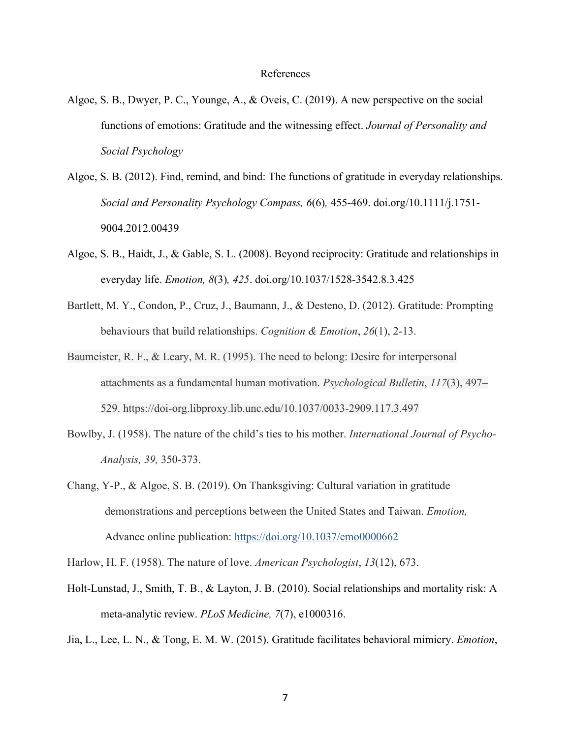# References

Algoe, S. B., Dwyer, P. C., Younge, A., & Oveis, C. (2019). A new perspective on the social functions of emotions: Gratitude and the witnessing effect. *Journal of Personality and Social Psychology*

Algoe, S. B. (2012). Find, remind, and bind: The functions of gratitude in everyday relationships. *Social and Personality Psychology Compass, 6*(6)*,* 455-469. doi.org/10.1111/j.1751-9004.2012.00439

Algoe, S. B., Haidt, J., & Gable, S. L. (2008). Beyond reciprocity: Gratitude and relationships in everyday life. *Emotion, 8*(3)*, 425*. doi.org/10.1037/1528-3542.8.3.425

Bartlett, M. Y., Condon, P., Cruz, J., Baumann, J., & Desteno, D. (2012). Gratitude: Prompting behaviours that build relationships. *Cognition & Emotion*, *26*(1), 2-13.

Baumeister, R. F., & Leary, M. R. (1995). The need to belong: Desire for interpersonal attachments as a fundamental human motivation. *Psychological Bulletin*, *117*(3), 497–529. https://doi-org.libproxy.lib.unc.edu/10.1037/0033-2909.117.3.497

Bowlby, J. (1958). The nature of the child's ties to his mother. *International Journal of Psycho-Analysis, 39,* 350-373.

Chang, Y-P., & Algoe, S. B. (2019). On Thanksgiving: Cultural variation in gratitude demonstrations and perceptions between the United States and Taiwan. *Emotion,* Advance online publication: https://doi.org/10.1037/emo0000662

Harlow, H. F. (1958). The nature of love. *American Psychologist*, *13*(12), 673.

Holt-Lunstad, J., Smith, T. B., & Layton, J. B. (2010). Social relationships and mortality risk: A meta-analytic review. *PLoS Medicine, 7*(7), e1000316.

Jia, L., Lee, L. N., & Tong, E. M. W. (2015). Gratitude facilitates behavioral mimicry. *Emotion*,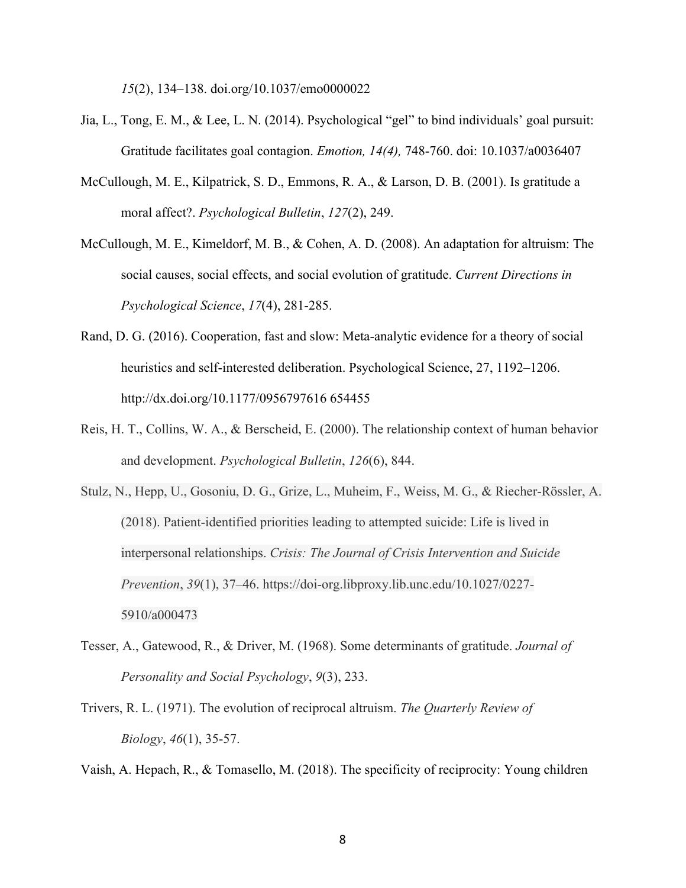*15*(2), 134–138. doi.org/10.1037/emo0000022

Jia, L., Tong, E. M., & Lee, L. N. (2014). Psychological "gel" to bind individuals' goal pursuit: Gratitude facilitates goal contagion. *Emotion, 14(4),* 748-760. doi: 10.1037/a0036407

McCullough, M. E., Kilpatrick, S. D., Emmons, R. A., & Larson, D. B. (2001). Is gratitude a moral affect?. *Psychological Bulletin*, *127*(2), 249.

McCullough, M. E., Kimeldorf, M. B., & Cohen, A. D. (2008). An adaptation for altruism: The social causes, social effects, and social evolution of gratitude. *Current Directions in Psychological Science*, *17*(4), 281-285.

Rand, D. G. (2016). Cooperation, fast and slow: Meta-analytic evidence for a theory of social heuristics and self-interested deliberation. Psychological Science, 27, 1192–1206. http://dx.doi.org/10.1177/0956797616 654455

Reis, H. T., Collins, W. A., & Berscheid, E. (2000). The relationship context of human behavior and development. *Psychological Bulletin*, *126*(6), 844.

Stulz, N., Hepp, U., Gosoniu, D. G., Grize, L., Muheim, F., Weiss, M. G., & Riecher-Rössler, A. (2018). Patient-identified priorities leading to attempted suicide: Life is lived in interpersonal relationships. *Crisis: The Journal of Crisis Intervention and Suicide Prevention*, *39*(1), 37–46. https://doi-org.libproxy.lib.unc.edu/10.1027/0227-5910/a000473

Tesser, A., Gatewood, R., & Driver, M. (1968). Some determinants of gratitude. *Journal of Personality and Social Psychology*, *9*(3), 233.

Trivers, R. L. (1971). The evolution of reciprocal altruism. *The Quarterly Review of Biology*, *46*(1), 35-57.

Vaish, A. Hepach, R., & Tomasello, M. (2018). The specificity of reciprocity: Young children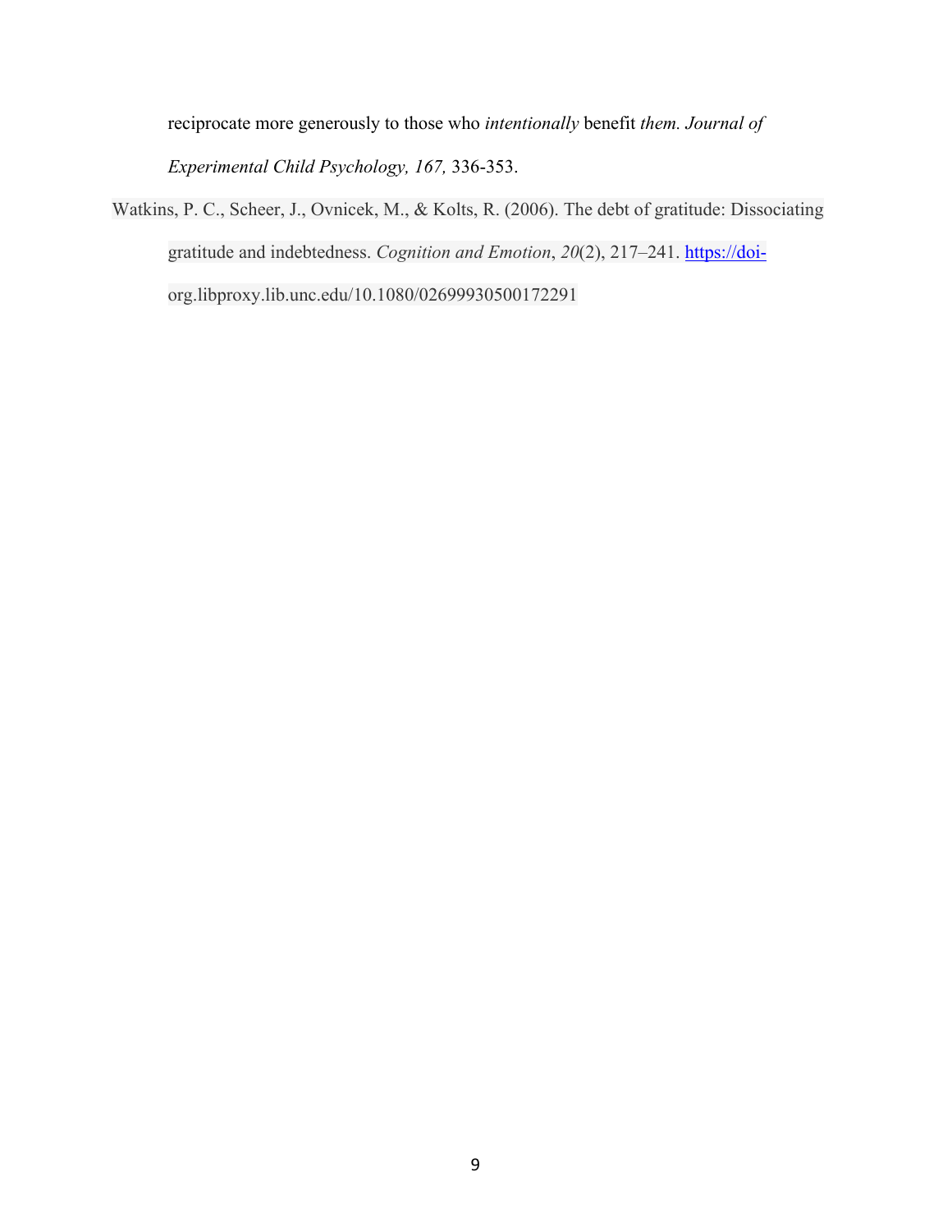reciprocate more generously to those who *intentionally* benefit *them. Journal of Experimental Child Psychology, 167,* 336-353.

Watkins, P. C., Scheer, J., Ovnicek, M., & Kolts, R. (2006). The debt of gratitude: Dissociating gratitude and indebtedness. *Cognition and Emotion*, *20*(2), 217–241. https://doi-org.libproxy.lib.unc.edu/10.1080/02699930500172291